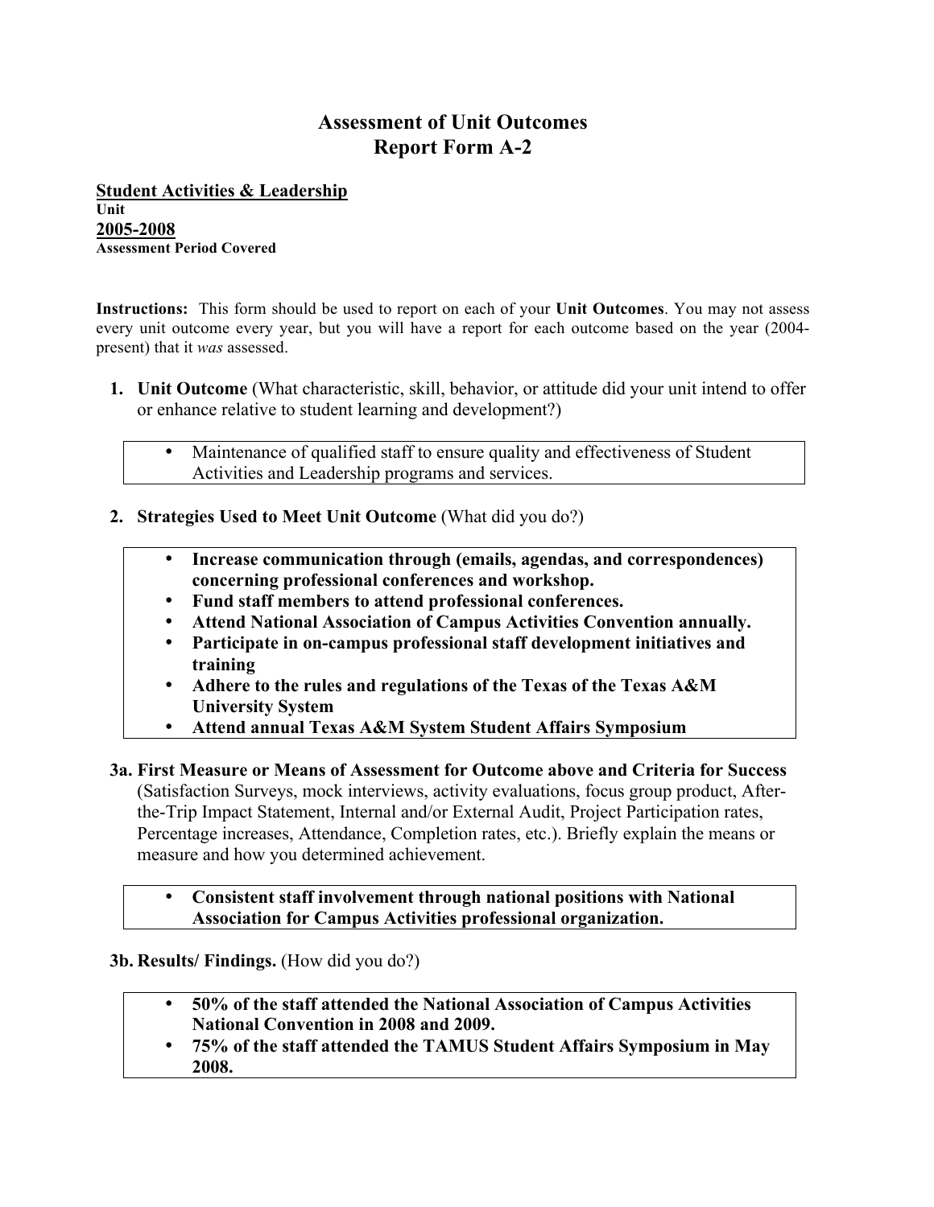# Assessment of Unit Outcomes
# Report Form A-2

**Student Activities & Leadership**
**Unit**
**2005-2008**
**Assessment Period Covered**

**Instructions:** This form should be used to report on each of your **Unit Outcomes**. You may not assess every unit outcome every year, but you will have a report for each outcome based on the year (2004-present) that it *was* assessed.

1. **Unit Outcome** (What characteristic, skill, behavior, or attitude did your unit intend to offer or enhance relative to student learning and development?)

   - Maintenance of qualified staff to ensure quality and effectiveness of Student Activities and Leadership programs and services.

2. **Strategies Used to Meet Unit Outcome** (What did you do?)

   - **Increase communication through (emails, agendas, and correspondences) concerning professional conferences and workshop.**
   - **Fund staff members to attend professional conferences.**
   - **Attend National Association of Campus Activities Convention annually.**
   - **Participate in on-campus professional staff development initiatives and training**
   - **Adhere to the rules and regulations of the Texas of the Texas A&M University System**
   - **Attend annual Texas A&M System Student Affairs Symposium**

**3a. First Measure or Means of Assessment for Outcome above and Criteria for Success** (Satisfaction Surveys, mock interviews, activity evaluations, focus group product, After-the-Trip Impact Statement, Internal and/or External Audit, Project Participation rates, Percentage increases, Attendance, Completion rates, etc.). Briefly explain the means or measure and how you determined achievement.

- **Consistent staff involvement through national positions with National Association for Campus Activities professional organization.**

**3b. Results/ Findings.** (How did you do?)

- **50% of the staff attended the National Association of Campus Activities National Convention in 2008 and 2009.**
- **75% of the staff attended the TAMUS Student Affairs Symposium in May 2008.**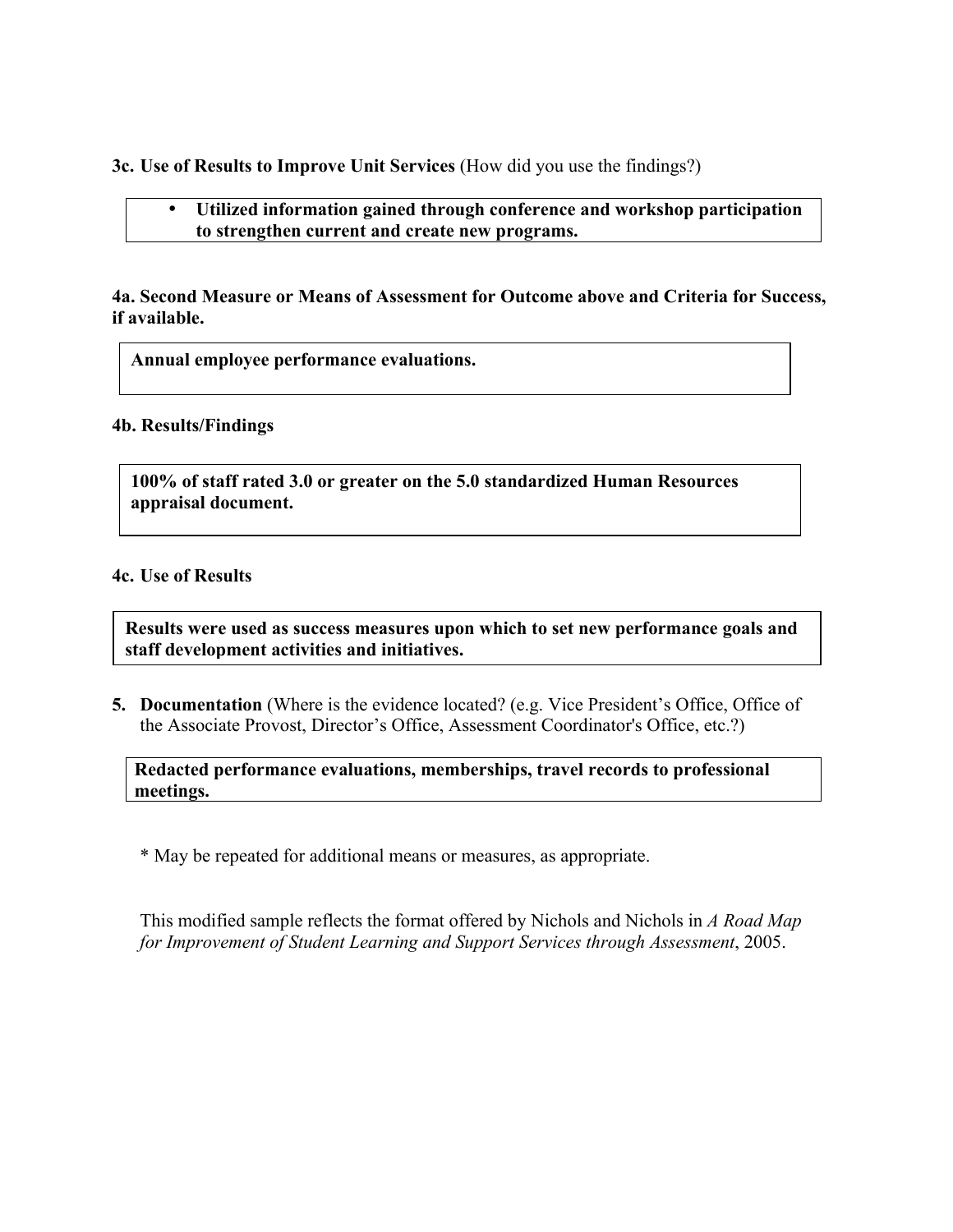**3c. Use of Results to Improve Unit Services** (How did you use the findings?)

- **Utilized information gained through conference and workshop participation to strengthen current and create new programs.**

**4a. Second Measure or Means of Assessment for Outcome above and Criteria for Success, if available.**

**Annual employee performance evaluations.**

**4b. Results/Findings**

**100% of staff rated 3.0 or greater on the 5.0 standardized Human Resources appraisal document.**

**4c. Use of Results**

**Results were used as success measures upon which to set new performance goals and staff development activities and initiatives.**

5. **Documentation** (Where is the evidence located? (e.g. Vice President's Office, Office of the Associate Provost, Director's Office, Assessment Coordinator's Office, etc.?)

**Redacted performance evaluations, memberships, travel records to professional meetings.**

* May be repeated for additional means or measures, as appropriate.

This modified sample reflects the format offered by Nichols and Nichols in *A Road Map for Improvement of Student Learning and Support Services through Assessment*, 2005.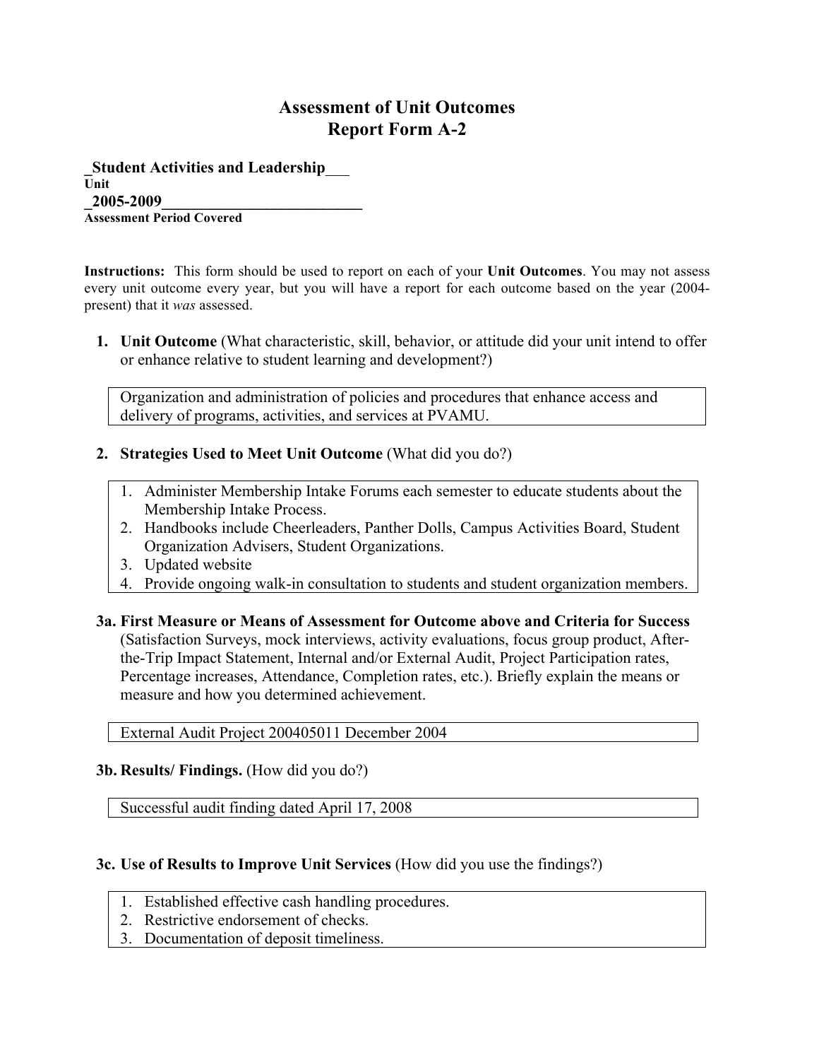# Assessment of Unit Outcomes
# Report Form A-2

**_Student Activities and Leadership___**
**Unit**
**_2005-2009__________________________**
**Assessment Period Covered**

**Instructions:** This form should be used to report on each of your **Unit Outcomes**. You may not assess every unit outcome every year, but you will have a report for each outcome based on the year (2004-present) that it *was* assessed.

1. **Unit Outcome** (What characteristic, skill, behavior, or attitude did your unit intend to offer or enhance relative to student learning and development?)

   Organization and administration of policies and procedures that enhance access and delivery of programs, activities, and services at PVAMU.

2. **Strategies Used to Meet Unit Outcome** (What did you do?)

   1. Administer Membership Intake Forums each semester to educate students about the Membership Intake Process.
   2. Handbooks include Cheerleaders, Panther Dolls, Campus Activities Board, Student Organization Advisers, Student Organizations.
   3. Updated website
   4. Provide ongoing walk-in consultation to students and student organization members.

**3a. First Measure or Means of Assessment for Outcome above and Criteria for Success** (Satisfaction Surveys, mock interviews, activity evaluations, focus group product, After-the-Trip Impact Statement, Internal and/or External Audit, Project Participation rates, Percentage increases, Attendance, Completion rates, etc.). Briefly explain the means or measure and how you determined achievement.

External Audit Project 200405011 December 2004

**3b. Results/ Findings.** (How did you do?)

Successful audit finding dated April 17, 2008

**3c. Use of Results to Improve Unit Services** (How did you use the findings?)

1. Established effective cash handling procedures.
2. Restrictive endorsement of checks.
3. Documentation of deposit timeliness.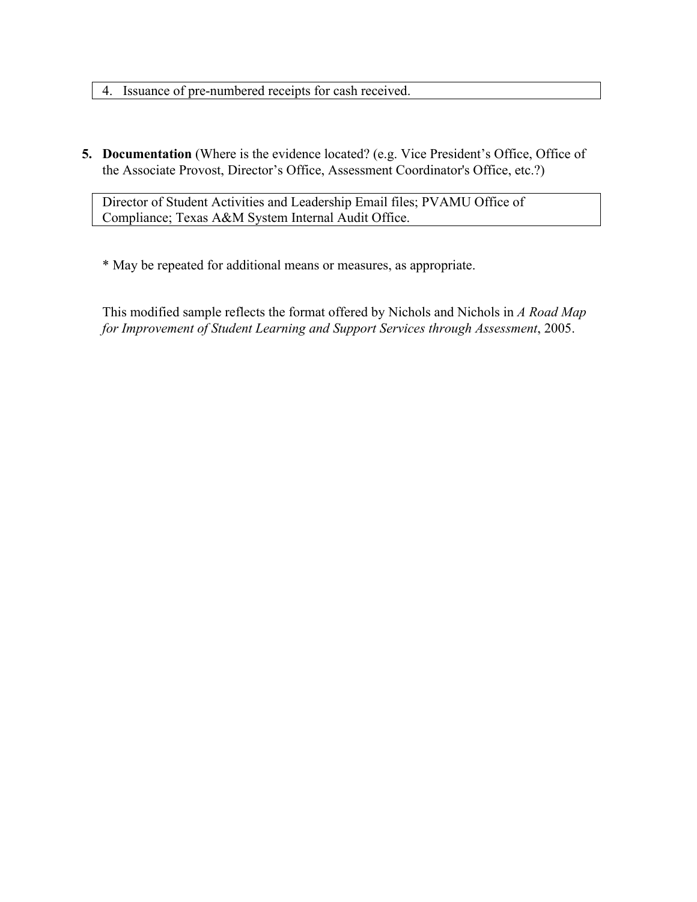4. Issuance of pre-numbered receipts for cash received.

5. **Documentation** (Where is the evidence located? (e.g. Vice President's Office, Office of the Associate Provost, Director's Office, Assessment Coordinator's Office, etc.?)

Director of Student Activities and Leadership Email files; PVAMU Office of Compliance; Texas A&M System Internal Audit Office.

* May be repeated for additional means or measures, as appropriate.

This modified sample reflects the format offered by Nichols and Nichols in *A Road Map for Improvement of Student Learning and Support Services through Assessment*, 2005.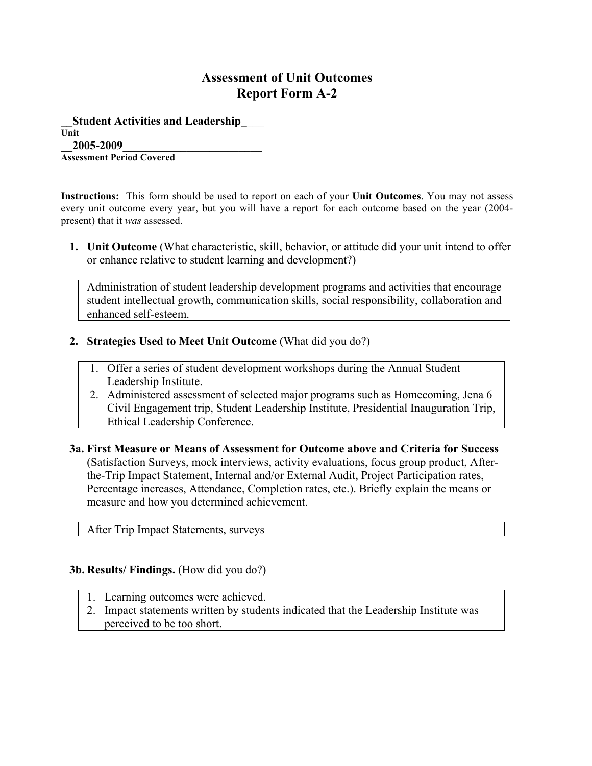# Assessment of Unit Outcomes
# Report Form A-2

**__Student Activities and Leadership_\_\_\_**
**Unit**
**__2005-2009________________________**
**Assessment Period Covered**

**Instructions:** This form should be used to report on each of your **Unit Outcomes**. You may not assess every unit outcome every year, but you will have a report for each outcome based on the year (2004-present) that it *was* assessed.

1. **Unit Outcome** (What characteristic, skill, behavior, or attitude did your unit intend to offer or enhance relative to student learning and development?)

   Administration of student leadership development programs and activities that encourage student intellectual growth, communication skills, social responsibility, collaboration and enhanced self-esteem.

2. **Strategies Used to Meet Unit Outcome** (What did you do?)

   1. Offer a series of student development workshops during the Annual Student Leadership Institute.
   2. Administered assessment of selected major programs such as Homecoming, Jena 6 Civil Engagement trip, Student Leadership Institute, Presidential Inauguration Trip, Ethical Leadership Conference.

**3a. First Measure or Means of Assessment for Outcome above and Criteria for Success** (Satisfaction Surveys, mock interviews, activity evaluations, focus group product, After-the-Trip Impact Statement, Internal and/or External Audit, Project Participation rates, Percentage increases, Attendance, Completion rates, etc.). Briefly explain the means or measure and how you determined achievement.

After Trip Impact Statements, surveys

**3b. Results/ Findings.** (How did you do?)

1. Learning outcomes were achieved.
2. Impact statements written by students indicated that the Leadership Institute was perceived to be too short.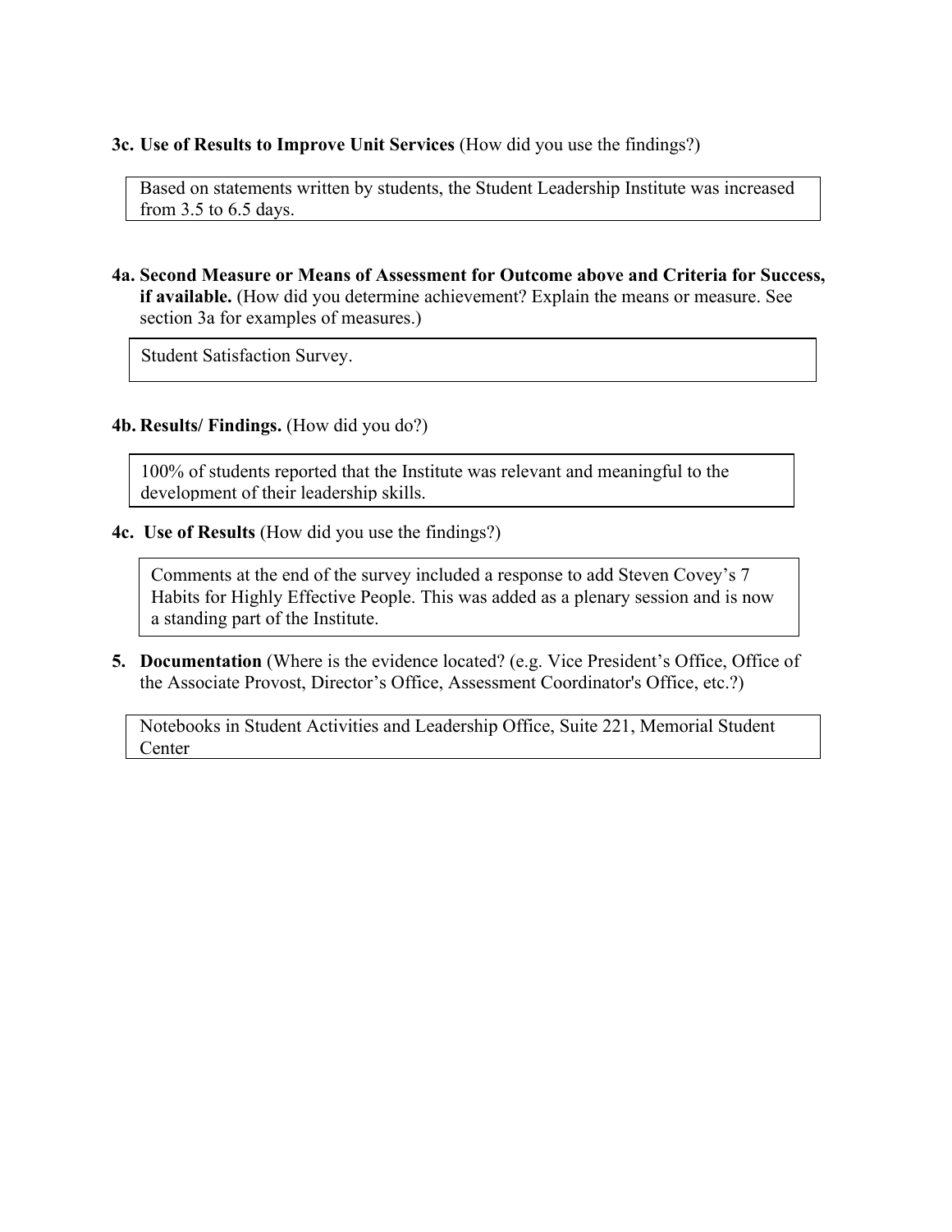**3c. Use of Results to Improve Unit Services** (How did you use the findings?)

Based on statements written by students, the Student Leadership Institute was increased from 3.5 to 6.5 days.

**4a. Second Measure or Means of Assessment for Outcome above and Criteria for Success, if available.** (How did you determine achievement? Explain the means or measure. See section 3a for examples of measures.)

Student Satisfaction Survey.

**4b. Results/ Findings.** (How did you do?)

100% of students reported that the Institute was relevant and meaningful to the development of their leadership skills.

**4c. Use of Results** (How did you use the findings?)

Comments at the end of the survey included a response to add Steven Covey's 7 Habits for Highly Effective People. This was added as a plenary session and is now a standing part of the Institute.

**5. Documentation** (Where is the evidence located? (e.g. Vice President's Office, Office of the Associate Provost, Director's Office, Assessment Coordinator's Office, etc.?)

Notebooks in Student Activities and Leadership Office, Suite 221, Memorial Student Center